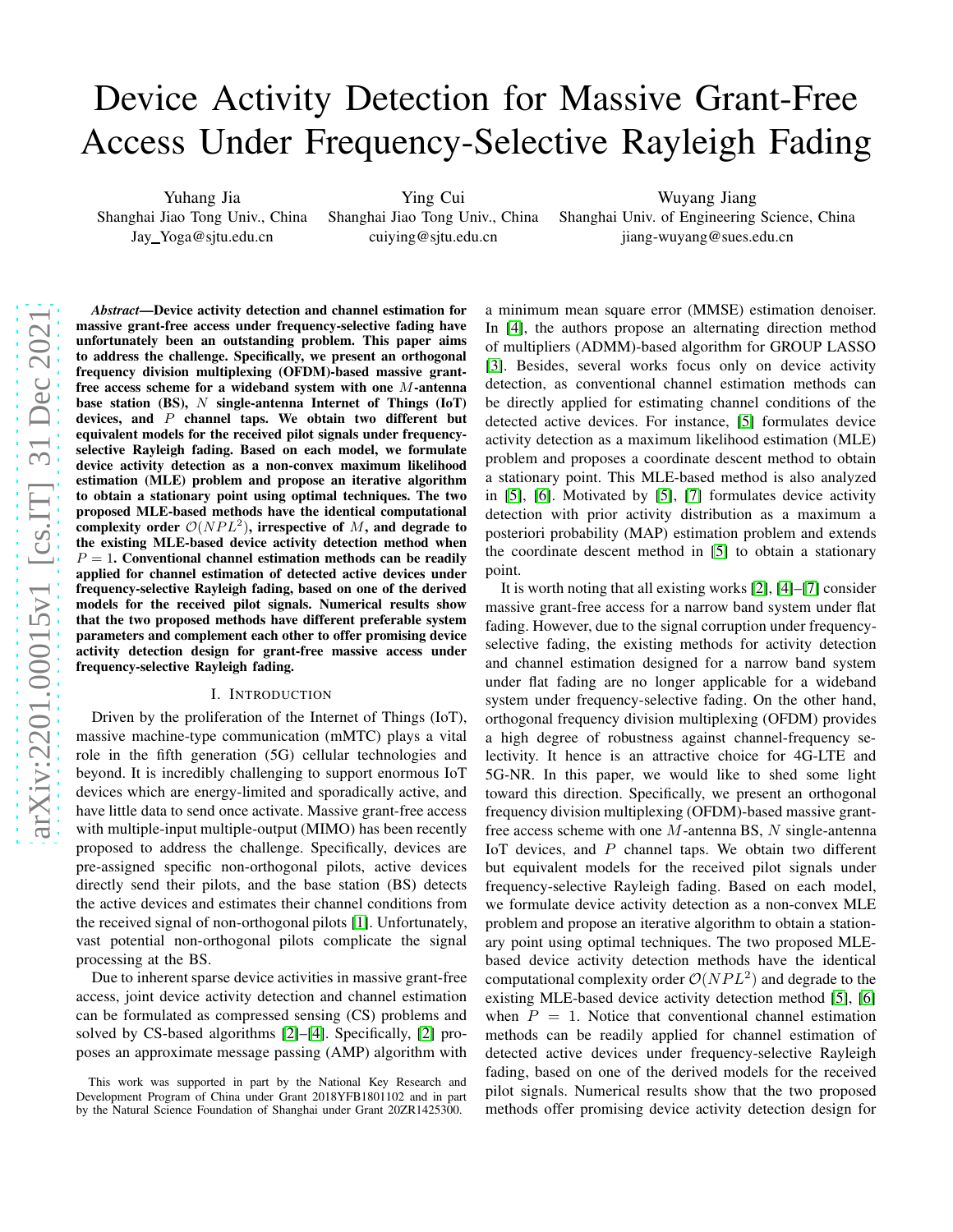# Device Activity Detection for Massive Grant-Free Access Under Frequency-Selective Rayleigh Fading

Yuhang Jia
Shanghai Jiao Tong Univ., China
Jay_Yoga@sjtu.edu.cn

Ying Cui
Shanghai Jiao Tong Univ., China
cuiying@sjtu.edu.cn

Wuyang Jiang
Shanghai Univ. of Engineering Science, China
jiang-wuyang@sues.edu.cn

***Abstract*—Device activity detection and channel estimation for massive grant-free access under frequency-selective fading have unfortunately been an outstanding problem. This paper aims to address the challenge. Specifically, we present an orthogonal frequency division multiplexing (OFDM)-based massive grant-free access scheme for a wideband system with one $M$-antenna base station (BS), $N$ single-antenna Internet of Things (IoT) devices, and $P$ channel taps. We obtain two different but equivalent models for the received pilot signals under frequency-selective Rayleigh fading. Based on each model, we formulate device activity detection as a non-convex maximum likelihood estimation (MLE) problem and propose an iterative algorithm to obtain a stationary point using optimal techniques. The two proposed MLE-based methods have the identical computational complexity order $\mathcal{O}(NPL^2)$, irrespective of $M$, and degrade to the existing MLE-based device activity detection method when $P = 1$. Conventional channel estimation methods can be readily applied for channel estimation of detected active devices under frequency-selective Rayleigh fading, based on one of the derived models for the received pilot signals. Numerical results show that the two proposed methods have different preferable system parameters and complement each other to offer promising device activity detection design for grant-free massive access under frequency-selective Rayleigh fading.**

## I. Introduction

Driven by the proliferation of the Internet of Things (IoT), massive machine-type communication (mMTC) plays a vital role in the fifth generation (5G) cellular technologies and beyond. It is incredibly challenging to support enormous IoT devices which are energy-limited and sporadically active, and have little data to send once activate. Massive grant-free access with multiple-input multiple-output (MIMO) has been recently proposed to address the challenge. Specifically, devices are pre-assigned specific non-orthogonal pilots, active devices directly send their pilots, and the base station (BS) detects the active devices and estimates their channel conditions from the received signal of non-orthogonal pilots [1]. Unfortunately, vast potential non-orthogonal pilots complicate the signal processing at the BS.

Due to inherent sparse device activities in massive grant-free access, joint device activity detection and channel estimation can be formulated as compressed sensing (CS) problems and solved by CS-based algorithms [2]–[4]. Specifically, [2] proposes an approximate message passing (AMP) algorithm with a minimum mean square error (MMSE) estimation denoiser. In [4], the authors propose an alternating direction method of multipliers (ADMM)-based algorithm for GROUP LASSO [3]. Besides, several works focus only on device activity detection, as conventional channel estimation methods can be directly applied for estimating channel conditions of the detected active devices. For instance, [5] formulates device activity detection as a maximum likelihood estimation (MLE) problem and proposes a coordinate descent method to obtain a stationary point. This MLE-based method is also analyzed in [5], [6]. Motivated by [5], [7] formulates device activity detection with prior activity distribution as a maximum a posteriori probability (MAP) estimation problem and extends the coordinate descent method in [5] to obtain a stationary point.

It is worth noting that all existing works [2], [4]–[7] consider massive grant-free access for a narrow band system under flat fading. However, due to the signal corruption under frequency-selective fading, the existing methods for activity detection and channel estimation designed for a narrow band system under flat fading are no longer applicable for a wideband system under frequency-selective fading. On the other hand, orthogonal frequency division multiplexing (OFDM) provides a high degree of robustness against channel-frequency selectivity. It hence is an attractive choice for 4G-LTE and 5G-NR. In this paper, we would like to shed some light toward this direction. Specifically, we present an orthogonal frequency division multiplexing (OFDM)-based massive grant-free access scheme with one $M$-antenna BS, $N$ single-antenna IoT devices, and $P$ channel taps. We obtain two different but equivalent models for the received pilot signals under frequency-selective Rayleigh fading. Based on each model, we formulate device activity detection as a non-convex MLE problem and propose an iterative algorithm to obtain a stationary point using optimal techniques. The two proposed MLE-based device activity detection methods have the identical computational complexity order $\mathcal{O}(NPL^2)$ and degrade to the existing MLE-based device activity detection method [5], [6] when $P = 1$. Notice that conventional channel estimation methods can be readily applied for channel estimation of detected active devices under frequency-selective Rayleigh fading, based on one of the derived models for the received pilot signals. Numerical results show that the two proposed methods offer promising device activity detection design for

This work was supported in part by the National Key Research and Development Program of China under Grant 2018YFB1801102 and in part by the Natural Science Foundation of Shanghai under Grant 20ZR1425300.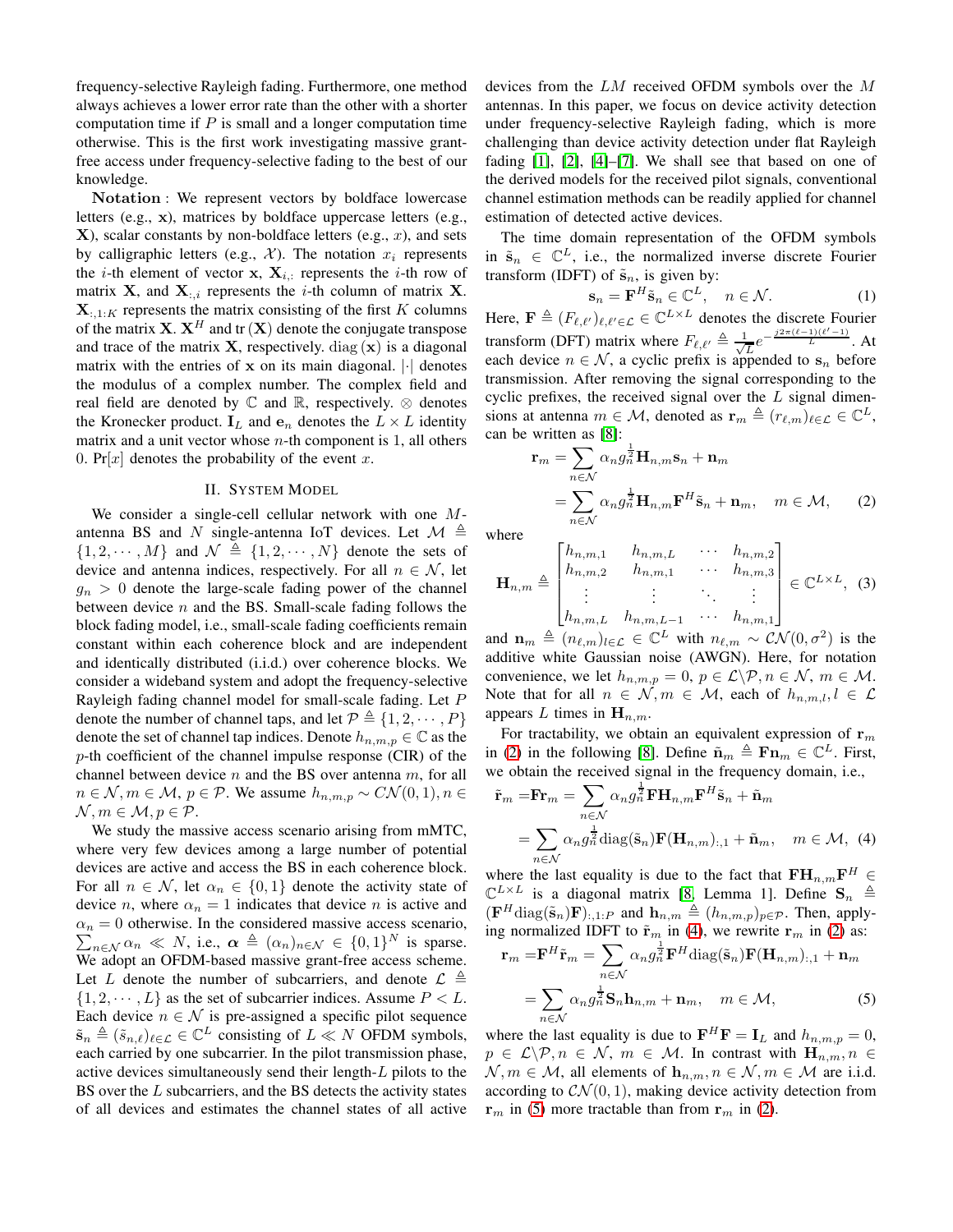frequency-selective Rayleigh fading. Furthermore, one method always achieves a lower error rate than the other with a shorter computation time if $P$ is small and a longer computation time otherwise. This is the first work investigating massive grant-free access under frequency-selective fading to the best of our knowledge.

**Notation** : We represent vectors by boldface lowercase letters (e.g., $\mathbf{x}$), matrices by boldface uppercase letters (e.g., $\mathbf{X}$), scalar constants by non-boldface letters (e.g., $x$), and sets by calligraphic letters (e.g., $\mathcal{X}$). The notation $x_i$ represents the $i$-th element of vector $\mathbf{x}$, $\mathbf{X}_{i,:}$ represents the $i$-th row of matrix $\mathbf{X}$, and $\mathbf{X}_{:,i}$ represents the $i$-th column of matrix $\mathbf{X}$. $\mathbf{X}_{:,1:K}$ represents the matrix consisting of the first $K$ columns of the matrix $\mathbf{X}$. $\mathbf{X}^H$ and $\text{tr}(\mathbf{X})$ denote the conjugate transpose and trace of the matrix $\mathbf{X}$, respectively. $\text{diag}(\mathbf{x})$ is a diagonal matrix with the entries of $\mathbf{x}$ on its main diagonal. $|\cdot|$ denotes the modulus of a complex number. The complex field and real field are denoted by $\mathbb{C}$ and $\mathbb{R}$, respectively. $\otimes$ denotes the Kronecker product. $\mathbf{I}_L$ and $\mathbf{e}_n$ denotes the $L \times L$ identity matrix and a unit vector whose $n$-th component is 1, all others 0. $\Pr[x]$ denotes the probability of the event $x$.

## II. System Model

We consider a single-cell cellular network with one $M$-antenna BS and $N$ single-antenna IoT devices. Let $\mathcal{M} \triangleq \{1, 2, \cdots, M\}$ and $\mathcal{N} \triangleq \{1, 2, \cdots, N\}$ denote the sets of device and antenna indices, respectively. For all $n \in \mathcal{N}$, let $g_n > 0$ denote the large-scale fading power of the channel between device $n$ and the BS. Small-scale fading follows the block fading model, i.e., small-scale fading coefficients remain constant within each coherence block and are independent and identically distributed (i.i.d.) over coherence blocks. We consider a wideband system and adopt the frequency-selective Rayleigh fading channel model for small-scale fading. Let $P$ denote the number of channel taps, and let $\mathcal{P} \triangleq \{1, 2, \cdots, P\}$ denote the set of channel tap indices. Denote $h_{n,m,p} \in \mathbb{C}$ as the $p$-th coefficient of the channel impulse response (CIR) of the channel between device $n$ and the BS over antenna $m$, for all $n \in \mathcal{N}, m \in \mathcal{M}, p \in \mathcal{P}$. We assume $h_{n,m,p} \sim C\mathcal{N}(0, 1), n \in \mathcal{N}, m \in \mathcal{M}, p \in \mathcal{P}$.

We study the massive access scenario arising from mMTC, where very few devices among a large number of potential devices are active and access the BS in each coherence block. For all $n \in \mathcal{N}$, let $\alpha_n \in \{0, 1\}$ denote the activity state of device $n$, where $\alpha_n = 1$ indicates that device $n$ is active and $\alpha_n = 0$ otherwise. In the considered massive access scenario, $\sum_{n\in\mathcal{N}} \alpha_n \ll N$, i.e., $\boldsymbol{\alpha} \triangleq (\alpha_n)_{n\in\mathcal{N}} \in \{0, 1\}^N$ is sparse. We adopt an OFDM-based massive grant-free access scheme. Let $L$ denote the number of subcarriers, and denote $\mathcal{L} \triangleq \{1, 2, \cdots, L\}$ as the set of subcarrier indices. Assume $P < L$. Each device $n \in \mathcal{N}$ is pre-assigned a specific pilot sequence $\tilde{\mathbf{s}}_n \triangleq (\tilde{s}_{n,\ell})_{\ell\in\mathcal{L}} \in \mathbb{C}^L$ consisting of $L \ll N$ OFDM symbols, each carried by one subcarrier. In the pilot transmission phase, active devices simultaneously send their length-$L$ pilots to the BS over the $L$ subcarriers, and the BS detects the activity states of all devices and estimates the channel states of all active devices from the $LM$ received OFDM symbols over the $M$ antennas. In this paper, we focus on device activity detection under frequency-selective Rayleigh fading, which is more challenging than device activity detection under flat Rayleigh fading [1], [2], [4]–[7]. We shall see that based on one of the derived models for the received pilot signals, conventional channel estimation methods can be readily applied for channel estimation of detected active devices.

The time domain representation of the OFDM symbols in $\tilde{\mathbf{s}}_n \in \mathbb{C}^L$, i.e., the normalized inverse discrete Fourier transform (IDFT) of $\tilde{\mathbf{s}}_n$, is given by:

$$\mathbf{s}_n = \mathbf{F}^H \tilde{\mathbf{s}}_n \in \mathbb{C}^L, \quad n \in \mathcal{N}. \tag{1}$$

Here, $\mathbf{F} \triangleq (F_{\ell,\ell'})_{\ell,\ell'\in\mathcal{L}} \in \mathbb{C}^{L\times L}$ denotes the discrete Fourier transform (DFT) matrix where $F_{\ell,\ell'} \triangleq \frac{1}{\sqrt{L}} e^{-\frac{j2\pi(\ell-1)(\ell'-1)}{L}}$. At each device $n \in \mathcal{N}$, a cyclic prefix is appended to $\mathbf{s}_n$ before transmission. After removing the signal corresponding to the cyclic prefixes, the received signal over the $L$ signal dimensions at antenna $m \in \mathcal{M}$, denoted as $\mathbf{r}_m \triangleq (r_{\ell,m})_{\ell\in\mathcal{L}} \in \mathbb{C}^L$, can be written as [8]:

$$\begin{aligned}\mathbf{r}_m &= \sum_{n\in\mathcal{N}} \alpha_n g_n^{\frac{1}{2}} \mathbf{H}_{n,m} \mathbf{s}_n + \mathbf{n}_m \\ &= \sum_{n\in\mathcal{N}} \alpha_n g_n^{\frac{1}{2}} \mathbf{H}_{n,m} \mathbf{F}^H \tilde{\mathbf{s}}_n + \mathbf{n}_m, \quad m \in \mathcal{M}, \end{aligned} \tag{2}$$

where

$$\mathbf{H}_{n,m} \triangleq \begin{bmatrix} h_{n,m,1} & h_{n,m,L} & \cdots & h_{n,m,2} \\ h_{n,m,2} & h_{n,m,1} & \cdots & h_{n,m,3} \\ \vdots & \vdots & \ddots & \vdots \\ h_{n,m,L} & h_{n,m,L-1} & \cdots & h_{n,m,1} \end{bmatrix} \in \mathbb{C}^{L\times L}, \tag{3}$$

and $\mathbf{n}_m \triangleq (n_{\ell,m})_{l\in\mathcal{L}} \in \mathbb{C}^L$ with $n_{\ell,m} \sim \mathcal{CN}(0, \sigma^2)$ is the additive white Gaussian noise (AWGN). Here, for notation convenience, we let $h_{n,m,p} = 0$, $p \in \mathcal{L}\backslash\mathcal{P}, n \in \mathcal{N}, m \in \mathcal{M}$. Note that for all $n \in \mathcal{N}, m \in \mathcal{M}$, each of $h_{n,m,l}, l \in \mathcal{L}$ appears $L$ times in $\mathbf{H}_{n,m}$.

For tractability, we obtain an equivalent expression of $\mathbf{r}_m$ in (2) in the following [8]. Define $\tilde{\mathbf{n}}_m \triangleq \mathbf{F}\mathbf{n}_m \in \mathbb{C}^L$. First, we obtain the received signal in the frequency domain, i.e.,

$$\begin{aligned}\tilde{\mathbf{r}}_m &= \mathbf{F}\mathbf{r}_m = \sum_{n\in\mathcal{N}} \alpha_n g_n^{\frac{1}{2}} \mathbf{F}\mathbf{H}_{n,m}\mathbf{F}^H \tilde{\mathbf{s}}_n + \tilde{\mathbf{n}}_m \\ &= \sum_{n\in\mathcal{N}} \alpha_n g_n^{\frac{1}{2}} \text{diag}(\tilde{\mathbf{s}}_n) \mathbf{F}(\mathbf{H}_{n,m})_{:,1} + \tilde{\mathbf{n}}_m, \quad m \in \mathcal{M}, \end{aligned} \tag{4}$$

where the last equality is due to the fact that $\mathbf{F}\mathbf{H}_{n,m}\mathbf{F}^H \in \mathbb{C}^{L\times L}$ is a diagonal matrix [8, Lemma 1]. Define $\mathbf{S}_n \triangleq (\mathbf{F}^H \text{diag}(\tilde{\mathbf{s}}_n)\mathbf{F})_{:,1:P}$ and $\mathbf{h}_{n,m} \triangleq (h_{n,m,p})_{p\in\mathcal{P}}$. Then, applying normalized IDFT to $\tilde{\mathbf{r}}_m$ in (4), we rewrite $\mathbf{r}_m$ in (2) as:

$$\begin{aligned}\mathbf{r}_m &= \mathbf{F}^H \tilde{\mathbf{r}}_m = \sum_{n\in\mathcal{N}} \alpha_n g_n^{\frac{1}{2}} \mathbf{F}^H \text{diag}(\tilde{\mathbf{s}}_n) \mathbf{F}(\mathbf{H}_{n,m})_{:,1} + \mathbf{n}_m \\ &= \sum_{n\in\mathcal{N}} \alpha_n g_n^{\frac{1}{2}} \mathbf{S}_n \mathbf{h}_{n,m} + \mathbf{n}_m, \quad m \in \mathcal{M}, \end{aligned} \tag{5}$$

where the last equality is due to $\mathbf{F}^H\mathbf{F} = \mathbf{I}_L$ and $h_{n,m,p} = 0$, $p \in \mathcal{L}\backslash\mathcal{P}, n \in \mathcal{N}, m \in \mathcal{M}$. In contrast with $\mathbf{H}_{n,m}, n \in \mathcal{N}, m \in \mathcal{M}$, all elements of $\mathbf{h}_{n,m}, n \in \mathcal{N}, m \in \mathcal{M}$ are i.i.d. according to $\mathcal{CN}(0, 1)$, making device activity detection from $\mathbf{r}_m$ in (5) more tractable than from $\mathbf{r}_m$ in (2).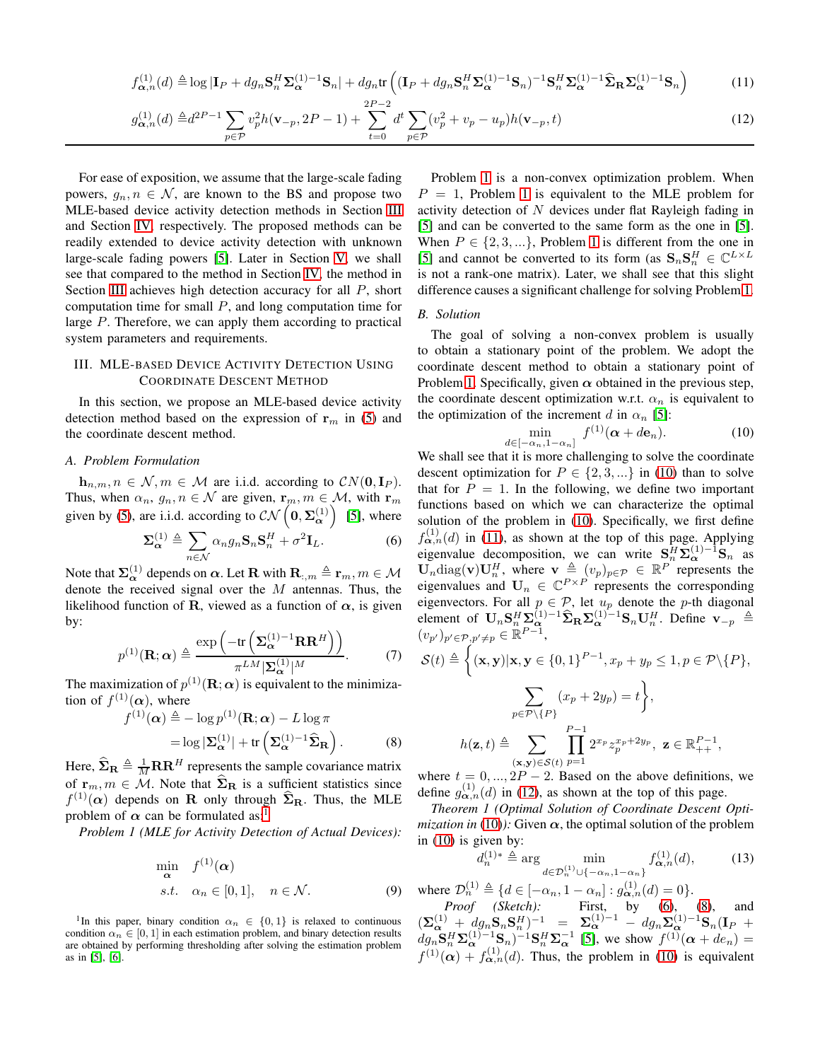$$f_{\boldsymbol{\alpha},n}^{(1)}(d) \triangleq \log|\mathbf{I}_P + dg_n\mathbf{S}_n^H\boldsymbol{\Sigma}_{\boldsymbol{\alpha}}^{(1)-1}\mathbf{S}_n| + dg_n\text{tr}\left((\mathbf{I}_P + dg_n\mathbf{S}_n^H\boldsymbol{\Sigma}_{\boldsymbol{\alpha}}^{(1)-1}\mathbf{S}_n)^{-1}\mathbf{S}_n^H\boldsymbol{\Sigma}_{\boldsymbol{\alpha}}^{(1)-1}\widehat{\boldsymbol{\Sigma}}_{\mathbf{R}}\boldsymbol{\Sigma}_{\boldsymbol{\alpha}}^{(1)-1}\mathbf{S}_n\right) \tag{11}$$

$$g_{\boldsymbol{\alpha},n}^{(1)}(d) \triangleq d^{2P-1}\sum_{p\in\mathcal{P}} v_p^2 h(\mathbf{v}_{-p}, 2P-1) + \sum_{t=0}^{2P-2} d^t \sum_{p\in\mathcal{P}}(v_p^2 + v_p - u_p)h(\mathbf{v}_{-p}, t) \tag{12}$$

For ease of exposition, we assume that the large-scale fading powers, $g_n, n \in \mathcal{N}$, are known to the BS and propose two MLE-based device activity detection methods in Section III and Section IV, respectively. The proposed methods can be readily extended to device activity detection with unknown large-scale fading powers [5]. Later in Section V, we shall see that compared to the method in Section IV, the method in Section III achieves high detection accuracy for all $P$, short computation time for small $P$, and long computation time for large $P$. Therefore, we can apply them according to practical system parameters and requirements.

## III. MLE-based Device Activity Detection Using Coordinate Descent Method

In this section, we propose an MLE-based device activity detection method based on the expression of $\mathbf{r}_m$ in (5) and the coordinate descent method.

### A. Problem Formulation

$\mathbf{h}_{n,m}, n \in \mathcal{N}, m \in \mathcal{M}$ are i.i.d. according to $\mathcal{CN}(\mathbf{0}, \mathbf{I}_P)$. Thus, when $\alpha_n$, $g_n, n \in \mathcal{N}$ are given, $\mathbf{r}_m, m \in \mathcal{M}$, with $\mathbf{r}_m$ given by (5), are i.i.d. according to $\mathcal{CN}\left(\mathbf{0}, \boldsymbol{\Sigma}_{\boldsymbol{\alpha}}^{(1)}\right)$ [5], where

$$\boldsymbol{\Sigma}_{\boldsymbol{\alpha}}^{(1)} \triangleq \sum_{n\in\mathcal{N}} \alpha_n g_n \mathbf{S}_n\mathbf{S}_n^H + \sigma^2\mathbf{I}_L. \tag{6}$$

Note that $\boldsymbol{\Sigma}_{\boldsymbol{\alpha}}^{(1)}$ depends on $\boldsymbol{\alpha}$. Let $\mathbf{R}$ with $\mathbf{R}_{:,m} \triangleq \mathbf{r}_m, m \in \mathcal{M}$ denote the received signal over the $M$ antennas. Thus, the likelihood function of $\mathbf{R}$, viewed as a function of $\boldsymbol{\alpha}$, is given by:

$$p^{(1)}(\mathbf{R};\boldsymbol{\alpha}) \triangleq \frac{\exp\left(-\text{tr}\left(\boldsymbol{\Sigma}_{\boldsymbol{\alpha}}^{(1)-1}\mathbf{R}\mathbf{R}^H\right)\right)}{\pi^{LM}|\boldsymbol{\Sigma}_{\boldsymbol{\alpha}}^{(1)}|^M}. \tag{7}$$

The maximization of $p^{(1)}(\mathbf{R};\boldsymbol{\alpha})$ is equivalent to the minimization of $f^{(1)}(\boldsymbol{\alpha})$, where

$$\begin{aligned} f^{(1)}(\boldsymbol{\alpha}) \triangleq& -\log p^{(1)}(\mathbf{R};\boldsymbol{\alpha}) - L\log\pi \\ =& \log|\boldsymbol{\Sigma}_{\boldsymbol{\alpha}}^{(1)}| + \text{tr}\left(\boldsymbol{\Sigma}_{\boldsymbol{\alpha}}^{(1)-1}\widehat{\boldsymbol{\Sigma}}_{\mathbf{R}}\right). \end{aligned} \tag{8}$$

Here, $\widehat{\boldsymbol{\Sigma}}_{\mathbf{R}} \triangleq \frac{1}{M}\mathbf{R}\mathbf{R}^H$ represents the sample covariance matrix of $\mathbf{r}_m, m \in \mathcal{M}$. Note that $\widehat{\boldsymbol{\Sigma}}_{\mathbf{R}}$ is a sufficient statistics since $f^{(1)}(\boldsymbol{\alpha})$ depends on $\mathbf{R}$ only through $\widehat{\boldsymbol{\Sigma}}_{\mathbf{R}}$. Thus, the MLE problem of $\boldsymbol{\alpha}$ can be formulated as:[1]

*Problem 1 (MLE for Activity Detection of Actual Devices):*

$$\begin{aligned} \min_{\boldsymbol{\alpha}} \quad & f^{(1)}(\boldsymbol{\alpha}) \\ s.t. \quad & \alpha_n \in [0,1], \quad n \in \mathcal{N}. \end{aligned} \tag{9}$$

[1] In this paper, binary condition $\alpha_n \in \{0,1\}$ is relaxed to continuous condition $\alpha_n \in [0,1]$ in each estimation problem, and binary detection results are obtained by performing thresholding after solving the estimation problem as in [5], [6].

Problem 1 is a non-convex optimization problem. When $P = 1$, Problem 1 is equivalent to the MLE problem for activity detection of $N$ devices under flat Rayleigh fading in [5] and can be converted to the same form as the one in [5]. When $P \in \{2, 3, ...\}$, Problem 1 is different from the one in [5] and cannot be converted to its form (as $\mathbf{S}_n\mathbf{S}_n^H \in \mathbb{C}^{L\times L}$ is not a rank-one matrix). Later, we shall see that this slight difference causes a significant challenge for solving Problem 1.

### B. Solution

The goal of solving a non-convex problem is usually to obtain a stationary point of the problem. We adopt the coordinate descent method to obtain a stationary point of Problem 1. Specifically, given $\boldsymbol{\alpha}$ obtained in the previous step, the coordinate descent optimization w.r.t. $\alpha_n$ is equivalent to the optimization of the increment $d$ in $\alpha_n$ [5]:

$$\min_{d\in[-\alpha_n, 1-\alpha_n]} \quad f^{(1)}(\boldsymbol{\alpha} + d\mathbf{e}_n). \tag{10}$$

We shall see that it is more challenging to solve the coordinate descent optimization for $P \in \{2, 3, ...\}$ in (10) than to solve that for $P = 1$. In the following, we define two important functions based on which we can characterize the optimal solution of the problem in (10). Specifically, we first define $f_{\boldsymbol{\alpha},n}^{(1)}(d)$ in (11), as shown at the top of this page. Applying eigenvalue decomposition, we can write $\mathbf{S}_n^H\boldsymbol{\Sigma}_{\boldsymbol{\alpha}}^{(1)-1}\mathbf{S}_n$ as $\mathbf{U}_n\text{diag}(\mathbf{v})\mathbf{U}_n^H$, where $\mathbf{v} \triangleq (v_p)_{p\in\mathcal{P}} \in \mathbb{R}^P$ represents the eigenvalues and $\mathbf{U}_n \in \mathbb{C}^{P\times P}$ represents the corresponding eigenvectors. For all $p \in \mathcal{P}$, let $u_p$ denote the $p$-th diagonal element of $\mathbf{U}_n\mathbf{S}_n^H\boldsymbol{\Sigma}_{\boldsymbol{\alpha}}^{(1)-1}\widehat{\boldsymbol{\Sigma}}_{\mathbf{R}}\boldsymbol{\Sigma}_{\boldsymbol{\alpha}}^{(1)-1}\mathbf{S}_n\mathbf{U}_n^H$. Define $\mathbf{v}_{-p} \triangleq (v_{p'})_{p'\in\mathcal{P},p'\neq p} \in \mathbb{R}^{P-1}$,

$$\mathcal{S}(t) \triangleq \left\{(\mathbf{x},\mathbf{y})|\mathbf{x},\mathbf{y} \in \{0,1\}^{P-1}, x_p + y_p \leq 1, p \in \mathcal{P}\backslash\{P\}, \sum_{p\in\mathcal{P}\backslash\{P\}}(x_p + 2y_p) = t\right\},$$

$$h(\mathbf{z}, t) \triangleq \sum_{(\mathbf{x},\mathbf{y})\in\mathcal{S}(t)}\prod_{p=1}^{P-1} 2^{x_p} z_p^{x_p+2y_p}, \ \mathbf{z} \in \mathbb{R}_{++}^{P-1},$$

where $t = 0, ..., 2P-2$. Based on the above definitions, we define $g_{\boldsymbol{\alpha},n}^{(1)}(d)$ in (12), as shown at the top of this page.

*Theorem 1 (Optimal Solution of Coordinate Descent Optimization in (10)):* Given $\boldsymbol{\alpha}$, the optimal solution of the problem in (10) is given by:

$$d_n^{(1)*} \triangleq \arg\min_{d\in\mathcal{D}_n^{(1)}\cup\{-\alpha_n, 1-\alpha_n\}} f_{\boldsymbol{\alpha},n}^{(1)}(d), \tag{13}$$

where $\mathcal{D}_n^{(1)} \triangleq \{d \in [-\alpha_n, 1-\alpha_n] : g_{\boldsymbol{\alpha},n}^{(1)}(d) = 0\}$.

*Proof (Sketch):* First, by (6), (8), and $(\boldsymbol{\Sigma}_{\boldsymbol{\alpha}}^{(1)} + dg_n\mathbf{S}_n\mathbf{S}_n^H)^{-1} = \boldsymbol{\Sigma}_{\boldsymbol{\alpha}}^{(1)-1} - dg_n\boldsymbol{\Sigma}_{\boldsymbol{\alpha}}^{(1)-1}\mathbf{S}_n(\mathbf{I}_P + dg_n\mathbf{S}_n^H\boldsymbol{\Sigma}_{\boldsymbol{\alpha}}^{(1)-1}\mathbf{S}_n)^{-1}\mathbf{S}_n^H\boldsymbol{\Sigma}_{\boldsymbol{\alpha}}^{-1}$ [5], we show $f^{(1)}(\boldsymbol{\alpha} + d\mathbf{e}_n) = f^{(1)}(\boldsymbol{\alpha}) + f_{\boldsymbol{\alpha},n}^{(1)}(d)$. Thus, the problem in (10) is equivalent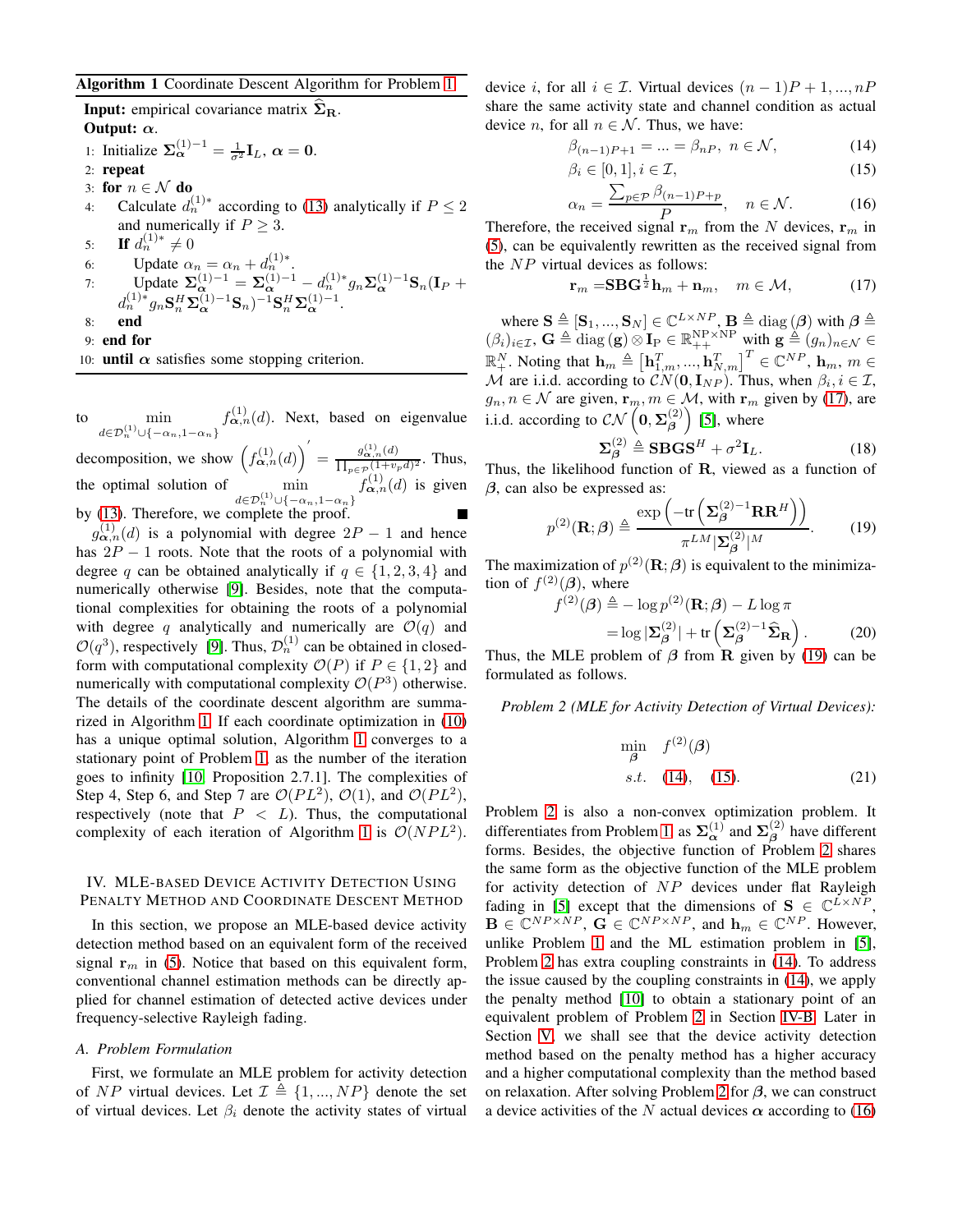**Algorithm 1** Coordinate Descent Algorithm for Problem 1

**Input:** empirical covariance matrix $\widehat{\boldsymbol{\Sigma}}_{\mathbf{R}}$.
**Output:** $\boldsymbol{\alpha}$.

1: Initialize $\boldsymbol{\Sigma}_{\boldsymbol{\alpha}}^{(1)-1} = \frac{1}{\sigma^2}\mathbf{I}_L$, $\boldsymbol{\alpha} = \mathbf{0}$.
2: **repeat**
3: **for** $n \in \mathcal{N}$ **do**
4: Calculate $d_n^{(1)*}$ according to (13) analytically if $P \leq 2$ and numerically if $P \geq 3$.
5: **If** $d_n^{(1)*} \neq 0$
6: Update $\alpha_n = \alpha_n + d_n^{(1)*}$.
7: Update $\boldsymbol{\Sigma}_{\boldsymbol{\alpha}}^{(1)-1} = \boldsymbol{\Sigma}_{\boldsymbol{\alpha}}^{(1)-1} - d_n^{(1)*} g_n \boldsymbol{\Sigma}_{\boldsymbol{\alpha}}^{(1)-1}\mathbf{S}_n(\mathbf{I}_P + d_n^{(1)*} g_n \mathbf{S}_n^H \boldsymbol{\Sigma}_{\boldsymbol{\alpha}}^{(1)-1}\mathbf{S}_n)^{-1}\mathbf{S}_n^H \boldsymbol{\Sigma}_{\boldsymbol{\alpha}}^{(1)-1}$.
8: **end**
9: **end for**
10: **until** $\boldsymbol{\alpha}$ satisfies some stopping criterion.

to $\min_{d \in \mathcal{D}_n^{(1)} \cup \{-\alpha_n, 1-\alpha_n\}} f_{\boldsymbol{\alpha},n}^{(1)}(d)$. Next, based on eigenvalue decomposition, we show $\left(f_{\boldsymbol{\alpha},n}^{(1)}(d)\right)' = \frac{g_{\boldsymbol{\alpha},n}^{(1)}(d)}{\prod_{p\in\mathcal{P}}(1+v_p d)^2}$. Thus, the optimal solution of $\min_{d \in \mathcal{D}_n^{(1)} \cup \{-\alpha_n, 1-\alpha_n\}} f_{\boldsymbol{\alpha},n}^{(1)}(d)$ is given by (13). Therefore, we complete the proof. ■

$g_{\boldsymbol{\alpha},n}^{(1)}(d)$ is a polynomial with degree $2P-1$ and hence has $2P-1$ roots. Note that the roots of a polynomial with degree $q$ can be obtained analytically if $q \in \{1,2,3,4\}$ and numerically otherwise [9]. Besides, note that the computational complexities for obtaining the roots of a polynomial with degree $q$ analytically and numerically are $\mathcal{O}(q)$ and $\mathcal{O}(q^3)$, respectively [9]. Thus, $\mathcal{D}_n^{(1)}$ can be obtained in closed-form with computational complexity $\mathcal{O}(P)$ if $P \in \{1,2\}$ and numerically with computational complexity $\mathcal{O}(P^3)$ otherwise. The details of the coordinate descent algorithm are summarized in Algorithm 1. If each coordinate optimization in (10) has a unique optimal solution, Algorithm 1 converges to a stationary point of Problem 1, as the number of the iteration goes to infinity [10, Proposition 2.7.1]. The complexities of Step 4, Step 6, and Step 7 are $\mathcal{O}(PL^2)$, $\mathcal{O}(1)$, and $\mathcal{O}(PL^2)$, respectively (note that $P < L$). Thus, the computational complexity of each iteration of Algorithm 1 is $\mathcal{O}(NPL^2)$.

## IV. MLE-based Device Activity Detection Using Penalty Method and Coordinate Descent Method

In this section, we propose an MLE-based device activity detection method based on an equivalent form of the received signal $\mathbf{r}_m$ in (5). Notice that based on this equivalent form, conventional channel estimation methods can be directly applied for channel estimation of detected active devices under frequency-selective Rayleigh fading.

### A. Problem Formulation

First, we formulate an MLE problem for activity detection of $NP$ virtual devices. Let $\mathcal{I} \triangleq \{1, ..., NP\}$ denote the set of virtual devices. Let $\beta_i$ denote the activity states of virtual device $i$, for all $i \in \mathcal{I}$. Virtual devices $(n-1)P+1, ..., nP$ share the same activity state and channel condition as actual device $n$, for all $n \in \mathcal{N}$. Thus, we have:

$$\beta_{(n-1)P+1} = ... = \beta_{nP}, \ n \in \mathcal{N}, \tag{14}$$

$$\beta_i \in [0,1], i \in \mathcal{I}, \tag{15}$$

$$\alpha_n = \frac{\sum_{p\in\mathcal{P}} \beta_{(n-1)P+p}}{P}, \quad n \in \mathcal{N}. \tag{16}$$

Therefore, the received signal $\mathbf{r}_m$ from the $N$ devices, $\mathbf{r}_m$ in (5), can be equivalently rewritten as the received signal from the $NP$ virtual devices as follows:

$$\mathbf{r}_m = \mathbf{S}\mathbf{B}\mathbf{G}^{\frac{1}{2}}\mathbf{h}_m + \mathbf{n}_m, \quad m \in \mathcal{M}, \tag{17}$$

where $\mathbf{S} \triangleq [\mathbf{S}_1, ..., \mathbf{S}_N] \in \mathbb{C}^{L\times NP}$, $\mathbf{B} \triangleq \text{diag}(\boldsymbol{\beta})$ with $\boldsymbol{\beta} \triangleq (\beta_i)_{i\in\mathcal{I}}$, $\mathbf{G} \triangleq \text{diag}(\mathbf{g}) \otimes \mathbf{I}_{\text{P}} \in \mathbb{R}_{++}^{\text{NP}\times\text{NP}}$ with $\mathbf{g} \triangleq (g_n)_{n\in\mathcal{N}} \in \mathbb{R}_+^N$. Noting that $\mathbf{h}_m \triangleq \left[\mathbf{h}_{1,m}^T, ..., \mathbf{h}_{N,m}^T\right]^T \in \mathbb{C}^{NP}$, $\mathbf{h}_m$, $m \in \mathcal{M}$ are i.i.d. according to $\mathcal{CN}(\mathbf{0}, \mathbf{I}_{NP})$. Thus, when $\beta_i, i \in \mathcal{I}$, $g_n, n \in \mathcal{N}$ are given, $\mathbf{r}_m, m \in \mathcal{M}$, with $\mathbf{r}_m$ given by (17), are i.i.d. according to $\mathcal{CN}\left(\mathbf{0}, \boldsymbol{\Sigma}_{\boldsymbol{\beta}}^{(2)}\right)$ [5], where

$$\boldsymbol{\Sigma}_{\boldsymbol{\beta}}^{(2)} \triangleq \mathbf{S}\mathbf{B}\mathbf{G}\mathbf{S}^H + \sigma^2\mathbf{I}_L. \tag{18}$$

Thus, the likelihood function of $\mathbf{R}$, viewed as a function of $\boldsymbol{\beta}$, can also be expressed as:

$$p^{(2)}(\mathbf{R};\boldsymbol{\beta}) \triangleq \frac{\exp\left(-\text{tr}\left(\boldsymbol{\Sigma}_{\boldsymbol{\beta}}^{(2)-1}\mathbf{R}\mathbf{R}^H\right)\right)}{\pi^{LM}|\boldsymbol{\Sigma}_{\boldsymbol{\beta}}^{(2)}|^M}. \tag{19}$$

The maximization of $p^{(2)}(\mathbf{R};\boldsymbol{\beta})$ is equivalent to the minimization of $f^{(2)}(\boldsymbol{\beta})$, where

$$\begin{aligned} f^{(2)}(\boldsymbol{\beta}) &\triangleq -\log p^{(2)}(\mathbf{R};\boldsymbol{\beta}) - L\log\pi \\ &= \log|\boldsymbol{\Sigma}_{\boldsymbol{\beta}}^{(2)}| + \text{tr}\left(\boldsymbol{\Sigma}_{\boldsymbol{\beta}}^{(2)-1}\widehat{\boldsymbol{\Sigma}}_{\mathbf{R}}\right). \end{aligned} \tag{20}$$

Thus, the MLE problem of $\boldsymbol{\beta}$ from $\mathbf{R}$ given by (19) can be formulated as follows.

*Problem 2 (MLE for Activity Detection of Virtual Devices):*

$$\begin{aligned} \min_{\boldsymbol{\beta}} \quad & f^{(2)}(\boldsymbol{\beta}) \\ s.t. \quad & (14), \quad (15). \end{aligned} \tag{21}$$

Problem 2 is also a non-convex optimization problem. It differentiates from Problem 1 as $\boldsymbol{\Sigma}_{\boldsymbol{\alpha}}^{(1)}$ and $\boldsymbol{\Sigma}_{\boldsymbol{\beta}}^{(2)}$ have different forms. Besides, the objective function of Problem 2 shares the same form as the objective function of the MLE problem for activity detection of $NP$ devices under flat Rayleigh fading in [5] except that the dimensions of $\mathbf{S} \in \mathbb{C}^{L\times NP}$, $\mathbf{B} \in \mathbb{C}^{NP\times NP}$, $\mathbf{G} \in \mathbb{C}^{NP\times NP}$, and $\mathbf{h}_m \in \mathbb{C}^{NP}$. However, unlike Problem 1 and the ML estimation problem in [5], Problem 2 has extra coupling constraints in (14). To address the issue caused by the coupling constraints in (14), we apply the penalty method [10] to obtain a stationary point of an equivalent problem of Problem 2 in Section IV-B. Later in Section V, we shall see that the device activity detection method based on the penalty method has a higher accuracy and a higher computational complexity than the method based on relaxation. After solving Problem 2 for $\boldsymbol{\beta}$, we can construct a device activities of the $N$ actual devices $\boldsymbol{\alpha}$ according to (16)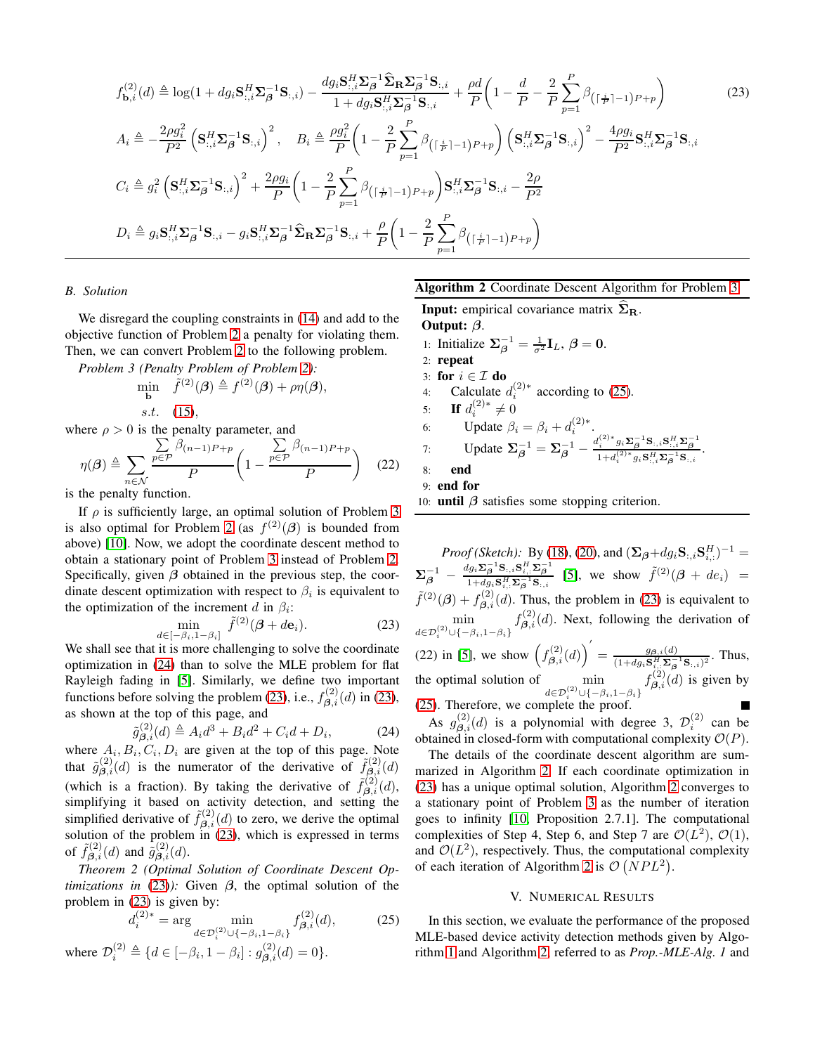$$f^{(2)}_{\mathbf{b},i}(d) \triangleq \log(1 + dg_i \mathbf{S}^H_{:,i}\boldsymbol{\Sigma}^{-1}_{\boldsymbol{\beta}}\mathbf{S}_{:,i}) - \frac{dg_i \mathbf{S}^H_{:,i}\boldsymbol{\Sigma}^{-1}_{\boldsymbol{\beta}}\widehat{\boldsymbol{\Sigma}}_{\mathbf{R}}\boldsymbol{\Sigma}^{-1}_{\boldsymbol{\beta}}\mathbf{S}_{:,i}}{1 + dg_i \mathbf{S}^H_{:,i}\boldsymbol{\Sigma}^{-1}_{\boldsymbol{\beta}}\mathbf{S}_{:,i}} + \frac{\rho d}{P}\left(1 - \frac{d}{P} - \frac{2}{P}\sum_{p=1}^{P}\beta_{(\lceil \frac{i}{P}\rceil - 1)P+p}\right) \tag{23}$$

$$A_i \triangleq -\frac{2\rho g_i^2}{P^2}\left(\mathbf{S}^H_{:,i}\boldsymbol{\Sigma}^{-1}_{\boldsymbol{\beta}}\mathbf{S}_{:,i}\right)^2, \quad B_i \triangleq \frac{\rho g_i^2}{P}\left(1 - \frac{2}{P}\sum_{p=1}^{P}\beta_{(\lceil \frac{i}{P}\rceil - 1)P+p}\right)\left(\mathbf{S}^H_{:,i}\boldsymbol{\Sigma}^{-1}_{\boldsymbol{\beta}}\mathbf{S}_{:,i}\right)^2 - \frac{4\rho g_i}{P^2}\mathbf{S}^H_{:,i}\boldsymbol{\Sigma}^{-1}_{\boldsymbol{\beta}}\mathbf{S}_{:,i}$$

$$C_i \triangleq g_i^2\left(\mathbf{S}^H_{:,i}\boldsymbol{\Sigma}^{-1}_{\boldsymbol{\beta}}\mathbf{S}_{:,i}\right)^2 + \frac{2\rho g_i}{P}\left(1 - \frac{2}{P}\sum_{p=1}^{P}\beta_{(\lceil \frac{i}{P}\rceil - 1)P+p}\right)\mathbf{S}^H_{:,i}\boldsymbol{\Sigma}^{-1}_{\boldsymbol{\beta}}\mathbf{S}_{:,i} - \frac{2\rho}{P^2}$$

$$D_i \triangleq g_i \mathbf{S}^H_{:,i}\boldsymbol{\Sigma}^{-1}_{\boldsymbol{\beta}}\mathbf{S}_{:,i} - g_i \mathbf{S}^H_{:,i}\boldsymbol{\Sigma}^{-1}_{\boldsymbol{\beta}}\widehat{\boldsymbol{\Sigma}}_{\mathbf{R}}\boldsymbol{\Sigma}^{-1}_{\boldsymbol{\beta}}\mathbf{S}_{:,i} + \frac{\rho}{P}\left(1 - \frac{2}{P}\sum_{p=1}^{P}\beta_{(\lceil \frac{i}{P}\rceil - 1)P+p}\right)$$

### B. Solution

We disregard the coupling constraints in (14) and add to the objective function of Problem 2 a penalty for violating them. Then, we can convert Problem 2 to the following problem.

*Problem 3 (Penalty Problem of Problem 2):*

$$\min_{\mathbf{b}} \quad \tilde{f}^{(2)}(\boldsymbol{\beta}) \triangleq f^{(2)}(\boldsymbol{\beta}) + \rho\eta(\boldsymbol{\beta}),$$
$$s.t. \quad (15),$$

where $\rho > 0$ is the penalty parameter, and

$$\eta(\boldsymbol{\beta}) \triangleq \sum_{n\in\mathcal{N}} \frac{\sum_{p\in\mathcal{P}}\beta_{(n-1)P+p}}{P}\left(1 - \frac{\sum_{p\in\mathcal{P}}\beta_{(n-1)P+p}}{P}\right) \tag{22}$$

is the penalty function.

If $\rho$ is sufficiently large, an optimal solution of Problem 3 is also optimal for Problem 2 (as $f^{(2)}(\boldsymbol{\beta})$ is bounded from above) [10]. Now, we adopt the coordinate descent method to obtain a stationary point of Problem 3 instead of Problem 2. Specifically, given $\boldsymbol{\beta}$ obtained in the previous step, the coordinate descent optimization with respect to $\beta_i$ is equivalent to the optimization of the increment $d$ in $\beta_i$:

$$\min_{d\in[-\beta_i, 1-\beta_i]} \tilde{f}^{(2)}(\boldsymbol{\beta} + d\mathbf{e}_i). \tag{23}$$

We shall see that it is more challenging to solve the coordinate optimization in (24) than to solve the MLE problem for flat Rayleigh fading in [5]. Similarly, we define two important functions before solving the problem (23), i.e., $f^{(2)}_{\boldsymbol{\beta},i}(d)$ in (23), as shown at the top of this page, and

$$\tilde{g}^{(2)}_{\boldsymbol{\beta},i}(d) \triangleq A_i d^3 + B_i d^2 + C_i d + D_i, \tag{24}$$

where $A_i, B_i, C_i, D_i$ are given at the top of this page. Note that $\tilde{g}^{(2)}_{\boldsymbol{\beta},i}(d)$ is the numerator of the derivative of $\tilde{f}^{(2)}_{\boldsymbol{\beta},i}(d)$ (which is a fraction). By taking the derivative of $\tilde{f}^{(2)}_{\boldsymbol{\beta},i}(d)$, simplifying it based on activity detection, and setting the simplified derivative of $\tilde{f}^{(2)}_{\boldsymbol{\beta},i}(d)$ to zero, we derive the optimal solution of the problem in (23), which is expressed in terms of $\tilde{f}^{(2)}_{\boldsymbol{\beta},i}(d)$ and $\tilde{g}^{(2)}_{\boldsymbol{\beta},i}(d)$.

*Theorem 2 (Optimal Solution of Coordinate Descent Optimizations in (23)):* Given $\boldsymbol{\beta}$, the optimal solution of the problem in (23) is given by:

$$d_i^{(2)*} = \arg\min_{d\in\mathcal{D}_i^{(2)}\cup\{-\beta_i, 1-\beta_i\}} f^{(2)}_{\boldsymbol{\beta},i}(d), \tag{25}$$

where $\mathcal{D}_i^{(2)} \triangleq \{d \in [-\beta_i, 1-\beta_i] : g^{(2)}_{\boldsymbol{\beta},i}(d) = 0\}$.

*Proof (Sketch):* By (18), (20), and $(\boldsymbol{\Sigma}_{\boldsymbol{\beta}} + dg_i \mathbf{S}_{:,i}\mathbf{S}^H_{i,:})^{-1} = \boldsymbol{\Sigma}^{-1}_{\boldsymbol{\beta}} - \frac{dg_i \boldsymbol{\Sigma}^{-1}_{\boldsymbol{\beta}}\mathbf{S}_{:,i}\mathbf{S}^H_{i,:}\boldsymbol{\Sigma}^{-1}_{\boldsymbol{\beta}}}{1 + dg_i \mathbf{S}^H_{i,:}\boldsymbol{\Sigma}^{-1}_{\boldsymbol{\beta}}\mathbf{S}_{:,i}}$ [5], we show $\tilde{f}^{(2)}(\boldsymbol{\beta} + de_i) = \tilde{f}^{(2)}(\boldsymbol{\beta}) + f^{(2)}_{\boldsymbol{\beta},i}(d)$. Thus, the problem in (23) is equivalent to $\min_{d\in\mathcal{D}_i^{(2)}\cup\{-\beta_i, 1-\beta_i\}} f^{(2)}_{\boldsymbol{\beta},i}(d)$. Next, following the derivation of (22) in [5], we show $\left(f^{(2)}_{\boldsymbol{\beta},i}(d)\right)' = \frac{g_{\boldsymbol{\beta},i}(d)}{(1 + dg_i \mathbf{S}^H_{i,:}\boldsymbol{\Sigma}^{-1}_{\boldsymbol{\beta}}\mathbf{S}_{:,i})^2}$. Thus, the optimal solution of $\min_{d\in\mathcal{D}_i^{(2)}\cup\{-\beta_i, 1-\beta_i\}} f^{(2)}_{\boldsymbol{\beta},i}(d)$ is given by (25). Therefore, we complete the proof. ∎

As $g^{(2)}_{\boldsymbol{\beta},i}(d)$ is a polynomial with degree 3, $\mathcal{D}_i^{(2)}$ can be obtained in closed-form with computational complexity $\mathcal{O}(P)$.

The details of the coordinate descent algorithm are summarized in Algorithm 2. If each coordinate optimization in (23) has a unique optimal solution, Algorithm 2 converges to a stationary point of Problem 3 as the number of iteration goes to infinity [10, Proposition 2.7.1]. The computational complexities of Step 4, Step 6, and Step 7 are $\mathcal{O}(L^2)$, $\mathcal{O}(1)$, and $\mathcal{O}(L^2)$, respectively. Thus, the computational complexity of each iteration of Algorithm 2 is $\mathcal{O}\left(NPL^2\right)$.

**Algorithm 2** Coordinate Descent Algorithm for Problem 3

**Input:** empirical covariance matrix $\widehat{\boldsymbol{\Sigma}}_{\mathbf{R}}$.
**Output:** $\boldsymbol{\beta}$.

1: Initialize $\boldsymbol{\Sigma}^{-1}_{\boldsymbol{\beta}} = \frac{1}{\sigma^2}\mathbf{I}_L$, $\boldsymbol{\beta} = \mathbf{0}$.
2: **repeat**
3: **for** $i \in \mathcal{I}$ **do**
4: Calculate $d_i^{(2)*}$ according to (25).
5: **If** $d_i^{(2)*} \neq 0$
6: Update $\beta_i = \beta_i + d_i^{(2)*}$.
7: Update $\boldsymbol{\Sigma}^{-1}_{\boldsymbol{\beta}} = \boldsymbol{\Sigma}^{-1}_{\boldsymbol{\beta}} - \frac{d_i^{(2)*} g_i \boldsymbol{\Sigma}^{-1}_{\boldsymbol{\beta}}\mathbf{S}_{:,i}\mathbf{S}^H_{:,i}\boldsymbol{\Sigma}^{-1}_{\boldsymbol{\beta}}}{1 + d_i^{(2)*} g_i \mathbf{S}^H_{:,i}\boldsymbol{\Sigma}^{-1}_{\boldsymbol{\beta}}\mathbf{S}_{:,i}}$.
8: **end**
9: **end for**
10: **until** $\boldsymbol{\beta}$ satisfies some stopping criterion.

## V. Numerical Results

In this section, we evaluate the performance of the proposed MLE-based device activity detection methods given by Algorithm 1 and Algorithm 2, referred to as *Prop.-MLE-Alg. 1* and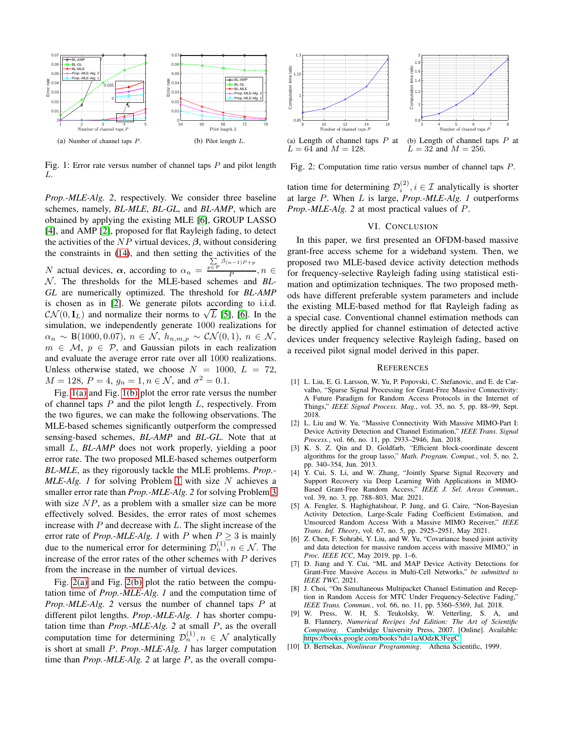Fig. 1: Error rate versus number of channel taps $P$ and pilot length $L$.

(a) Number of channel taps $P$.

(b) Pilot length $L$.

Fig. 2: Computation time ratio versus number of channel taps $P$.

(a) Length of channel taps $P$ at $L = 64$ and $M = 128$.

(b) Length of channel taps $P$ at $L = 32$ and $M = 256$.

*Prop.-MLE-Alg. 2*, respectively. We consider three baseline schemes, namely, *BL-MLE*, *BL-GL*, and *BL-AMP*, which are obtained by applying the existing MLE [6], GROUP LASSO [4], and AMP [2], proposed for flat Rayleigh fading, to detect the activities of the $NP$ virtual devices, $\boldsymbol{\beta}$, without considering the constraints in (14), and then setting the activities of the $N$ actual devices, $\boldsymbol{\alpha}$, according to $\alpha_n = \frac{\sum_{p\in\mathcal{P}} \beta_{(n-1)P+p}}{P}, n \in \mathcal{N}$. The thresholds for the MLE-based schemes and *BL-GL* are numerically optimized. The threshold for *BL-AMP* is chosen as in [2]. We generate pilots according to i.i.d. $\mathcal{CN}(0, \mathbf{I}_L)$ and normalize their norms to $\sqrt{L}$ [5], [6]. In the simulation, we independently generate 1000 realizations for $\alpha_n \sim \mathrm{B}(1000, 0.07)$, $n \in \mathcal{N}$, $h_{n,m,p} \sim \mathcal{CN}(0,1)$, $n \in \mathcal{N}$, $m \in \mathcal{M}$, $p \in \mathcal{P}$, and Gaussian pilots in each realization and evaluate the average error rate over all 1000 realizations. Unless otherwise stated, we choose $N = 1000$, $L = 72$, $M = 128$, $P = 4$, $g_n = 1, n \in \mathcal{N}$, and $\sigma^2 = 0.1$.

Fig. 1(a) and Fig. 1(b) plot the error rate versus the number of channel taps $P$ and the pilot length $L$, respectively. From the two figures, we can make the following observations. The MLE-based schemes significantly outperform the compressed sensing-based schemes, *BL-AMP* and *BL-GL*. Note that at small $L$, *BL-AMP* does not work properly, yielding a poor error rate. The two proposed MLE-based schemes outperform *BL-MLE*, as they rigorously tackle the MLE problems. *Prop.-MLE-Alg. 1* for solving Problem 1 with size $N$ achieves a smaller error rate than *Prop.-MLE-Alg. 2* for solving Problem 3 with size $NP$, as a problem with a smaller size can be more effectively solved. Besides, the error rates of most schemes increase with $P$ and decrease with $L$. The slight increase of the error rate of *Prop.-MLE-Alg. 1* with $P$ when $P \geq 3$ is mainly due to the numerical error for determining $\mathcal{D}_n^{(1)}, n \in \mathcal{N}$. The increase of the error rates of the other schemes with $P$ derives from the increase in the number of virtual devices.

Fig. 2(a) and Fig. 2(b) plot the ratio between the computation time of *Prop.-MLE-Alg. 1* and the computation time of *Prop.-MLE-Alg. 2* versus the number of channel taps $P$ at different pilot lengths. *Prop.-MLE-Alg. 1* has shorter computation time than *Prop.-MLE-Alg. 2* at small $P$, as the overall computation time for determining $\mathcal{D}_n^{(1)}, n \in \mathcal{N}$ analytically is short at small $P$. *Prop.-MLE-Alg. 1* has larger computation time than *Prop.-MLE-Alg. 2* at large $P$, as the overall computation time for determining $\mathcal{D}_i^{(2)}, i \in \mathcal{I}$ analytically is shorter at large $P$. When $L$ is large, *Prop.-MLE-Alg. 1* outperforms *Prop.-MLE-Alg. 2* at most practical values of $P$.

## VI. Conclusion

In this paper, we first presented an OFDM-based massive grant-free access scheme for a wideband system. Then, we proposed two MLE-based device activity detection methods for frequency-selective Rayleigh fading using statistical estimation and optimization techniques. The two proposed methods have different preferable system parameters and include the existing MLE-based method for flat Rayleigh fading as a special case. Conventional channel estimation methods can be directly applied for channel estimation of detected active devices under frequency selective Rayleigh fading, based on a received pilot signal model derived in this paper.

## References

[1] L. Liu, E. G. Larsson, W. Yu, P. Popovski, C. Stefanovic, and E. de Carvalho, "Sparse Signal Processing for Grant-Free Massive Connectivity: A Future Paradigm for Random Access Protocols in the Internet of Things," *IEEE Signal Process. Mag.*, vol. 35, no. 5, pp. 88–99, Sept. 2018.

[2] L. Liu and W. Yu, "Massive Connectivity With Massive MIMO-Part I: Device Activity Detection and Channel Estimation," *IEEE Trans. Signal Process.*, vol. 66, no. 11, pp. 2933–2946, Jun. 2018.

[3] K. S. Z. Qin and D. Goldfarb, "Efficient block-coordinate descent algorithms for the group lasso," *Math. Program. Comput.*, vol. 5, no. 2, pp. 340–354, Jun. 2013.

[4] Y. Cui, S. Li, and W. Zhang, "Jointly Sparse Signal Recovery and Support Recovery via Deep Learning With Applications in MIMO-Based Grant-Free Random Access," *IEEE J. Sel. Areas Commun.*, vol. 39, no. 3, pp. 788–803, Mar. 2021.

[5] A. Fengler, S. Haghighatshoar, P. Jung, and G. Caire, "Non-Bayesian Activity Detection, Large-Scale Fading Coefficient Estimation, and Unsourced Random Access With a Massive MIMO Receiver," *IEEE Trans. Inf. Theory*, vol. 67, no. 5, pp. 2925–2951, May 2021.

[6] Z. Chen, F. Sohrabi, Y. Liu, and W. Yu, "Covariance based joint activity and data detection for massive random access with massive MIMO," in *Proc. IEEE ICC*, May 2019, pp. 1–6.

[7] D. Jiang and Y. Cui, "ML and MAP Device Activity Detections for Grant-Free Massive Access in Multi-Cell Networks," *be submitted to IEEE TWC*, 2021.

[8] J. Choi, "On Simultaneous Multipacket Channel Estimation and Reception in Random Access for MTC Under Frequency-Selective Fading," *IEEE Trans. Commun.*, vol. 66, no. 11, pp. 5360–5369, Jul. 2018.

[9] W. Press, W. H, S. Teukolsky, W. Vetterling, S. A, and B. Flannery, *Numerical Recipes 3rd Edition: The Art of Scientific Computing*. Cambridge University Press, 2007. [Online]. Available: https://books.google.com/books?id=1aAOdzK3FegC

[10] D. Bertsekas, *Nonlinear Programming*. Athena Scientific, 1999.